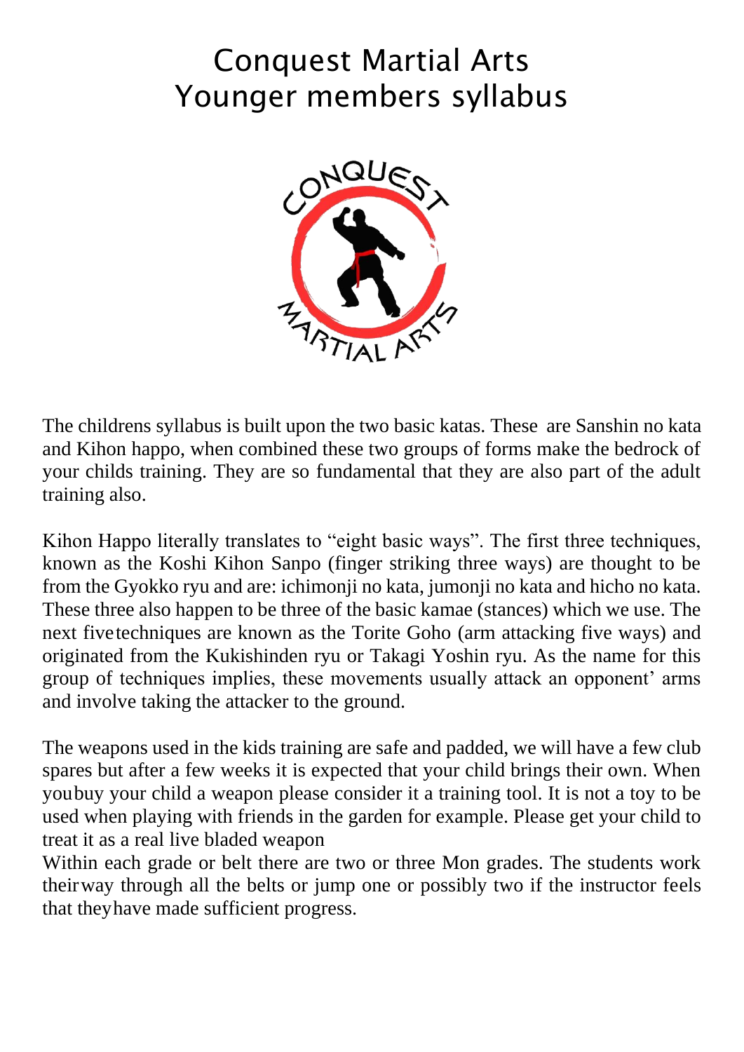# Conquest Martial Arts
# Younger members syllabus

The childrens syllabus is built upon the two basic katas. These are Sanshin no kata and Kihon happo, when combined these two groups of forms make the bedrock of your childs training. They are so fundamental that they are also part of the adult training also.

Kihon Happo literally translates to "eight basic ways". The first three techniques, known as the Koshi Kihon Sanpo (finger striking three ways) are thought to be from the Gyokko ryu and are: ichimonji no kata, jumonji no kata and hicho no kata. These three also happen to be three of the basic kamae (stances) which we use. The next five techniques are known as the Torite Goho (arm attacking five ways) and originated from the Kukishinden ryu or Takagi Yoshin ryu. As the name for this group of techniques implies, these movements usually attack an opponent' arms and involve taking the attacker to the ground.

The weapons used in the kids training are safe and padded, we will have a few club spares but after a few weeks it is expected that your child brings their own. When you buy your child a weapon please consider it a training tool. It is not a toy to be used when playing with friends in the garden for example. Please get your child to treat it as a real live bladed weapon

Within each grade or belt there are two or three Mon grades. The students work their way through all the belts or jump one or possibly two if the instructor feels that they have made sufficient progress.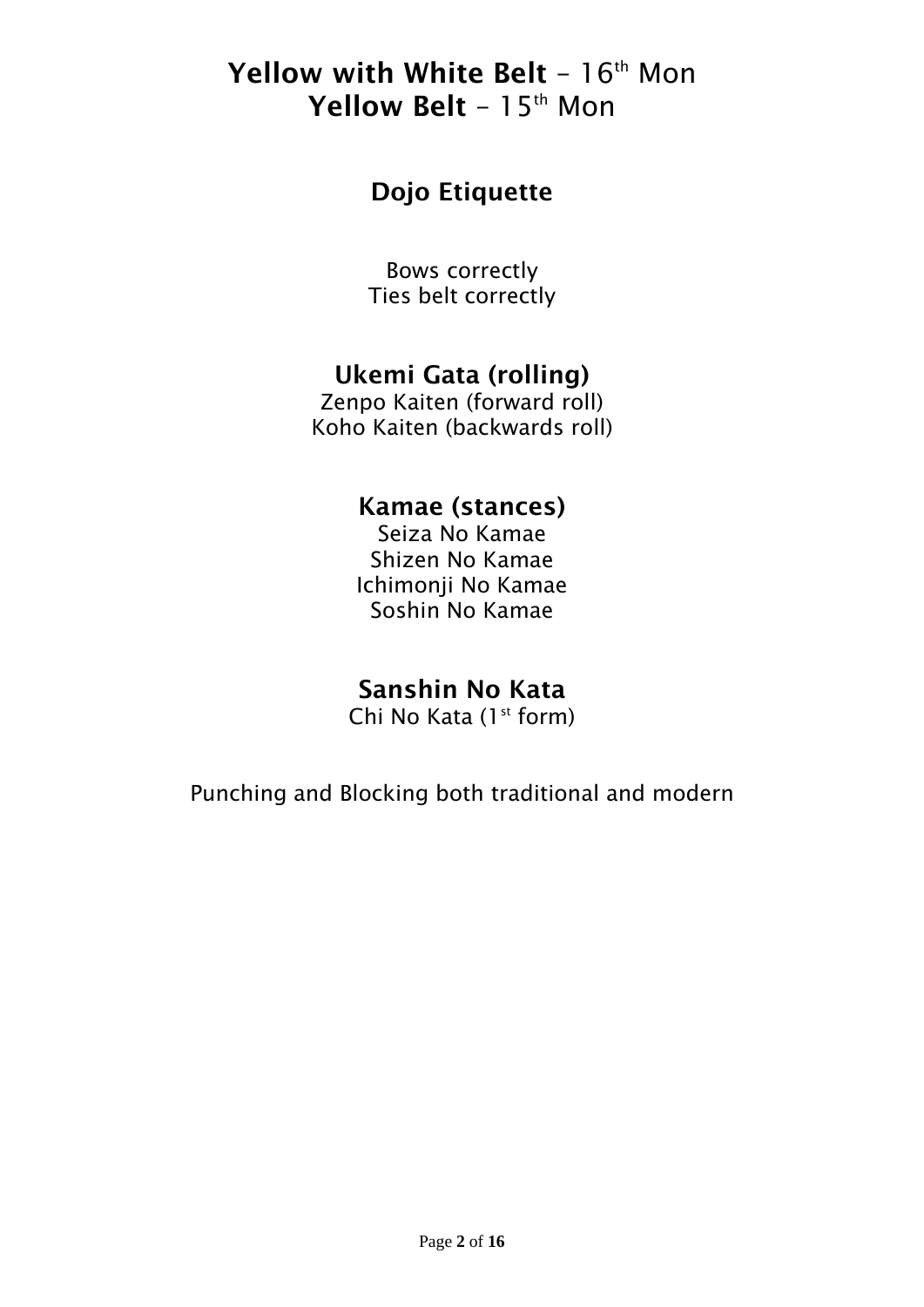# **Yellow with White Belt** – 16th Mon
# **Yellow Belt** – 15th Mon

## Dojo Etiquette

Bows correctly
Ties belt correctly

## Ukemi Gata (rolling)

Zenpo Kaiten (forward roll)
Koho Kaiten (backwards roll)

## Kamae (stances)

Seiza No Kamae
Shizen No Kamae
Ichimonji No Kamae
Soshin No Kamae

## Sanshin No Kata

Chi No Kata (1st form)

Punching and Blocking both traditional and modern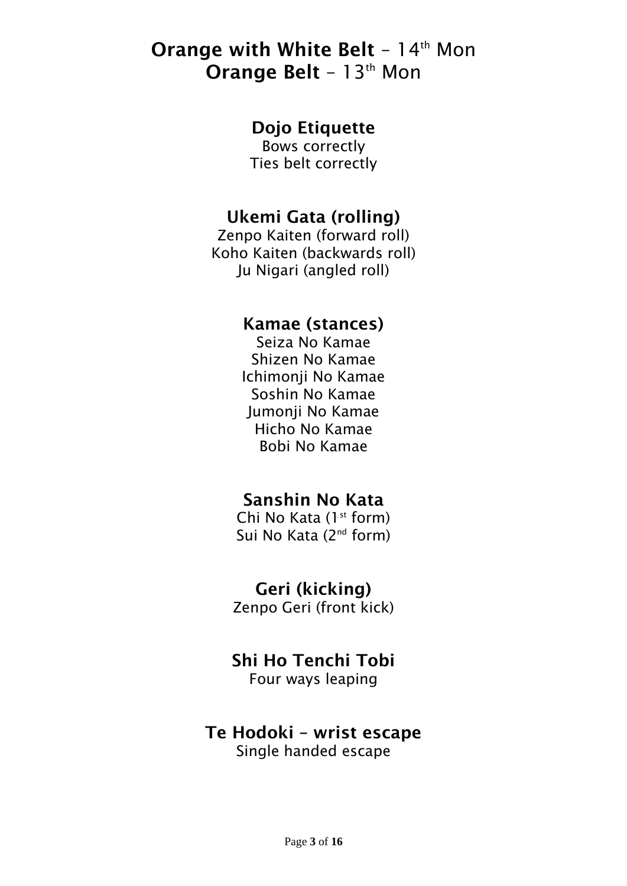# **Orange with White Belt** – 14th Mon
# **Orange Belt** – 13th Mon

## Dojo Etiquette

Bows correctly
Ties belt correctly

## Ukemi Gata (rolling)

Zenpo Kaiten (forward roll)
Koho Kaiten (backwards roll)
Ju Nigari (angled roll)

## Kamae (stances)

Seiza No Kamae
Shizen No Kamae
Ichimonji No Kamae
Soshin No Kamae
Jumonji No Kamae
Hicho No Kamae
Bobi No Kamae

## Sanshin No Kata

Chi No Kata (1st form)
Sui No Kata (2nd form)

## Geri (kicking)

Zenpo Geri (front kick)

## Shi Ho Tenchi Tobi

Four ways leaping

## Te Hodoki – wrist escape

Single handed escape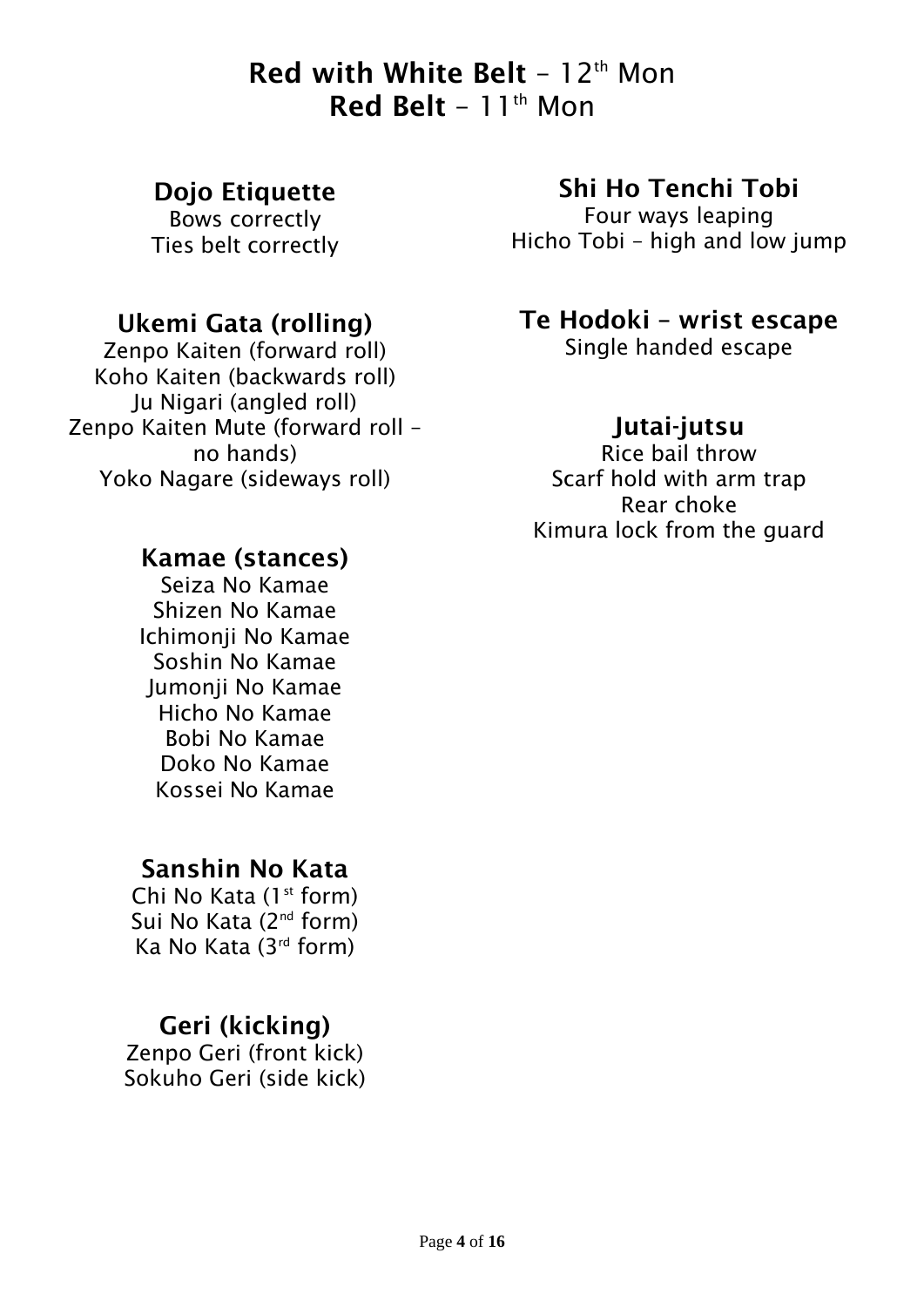# **Red with White Belt** – 12th Mon
# **Red Belt** – 11th Mon

## Dojo Etiquette

Bows correctly
Ties belt correctly

## Ukemi Gata (rolling)

Zenpo Kaiten (forward roll)
Koho Kaiten (backwards roll)
Ju Nigari (angled roll)
Zenpo Kaiten Mute (forward roll – no hands)
Yoko Nagare (sideways roll)

## Kamae (stances)

Seiza No Kamae
Shizen No Kamae
Ichimonji No Kamae
Soshin No Kamae
Jumonji No Kamae
Hicho No Kamae
Bobi No Kamae
Doko No Kamae
Kossei No Kamae

## Sanshin No Kata

Chi No Kata (1st form)
Sui No Kata (2nd form)
Ka No Kata (3rd form)

## Geri (kicking)

Zenpo Geri (front kick)
Sokuho Geri (side kick)

## Shi Ho Tenchi Tobi

Four ways leaping
Hicho Tobi – high and low jump

## Te Hodoki – wrist escape

Single handed escape

## Jutai-jutsu

Rice bail throw
Scarf hold with arm trap
Rear choke
Kimura lock from the guard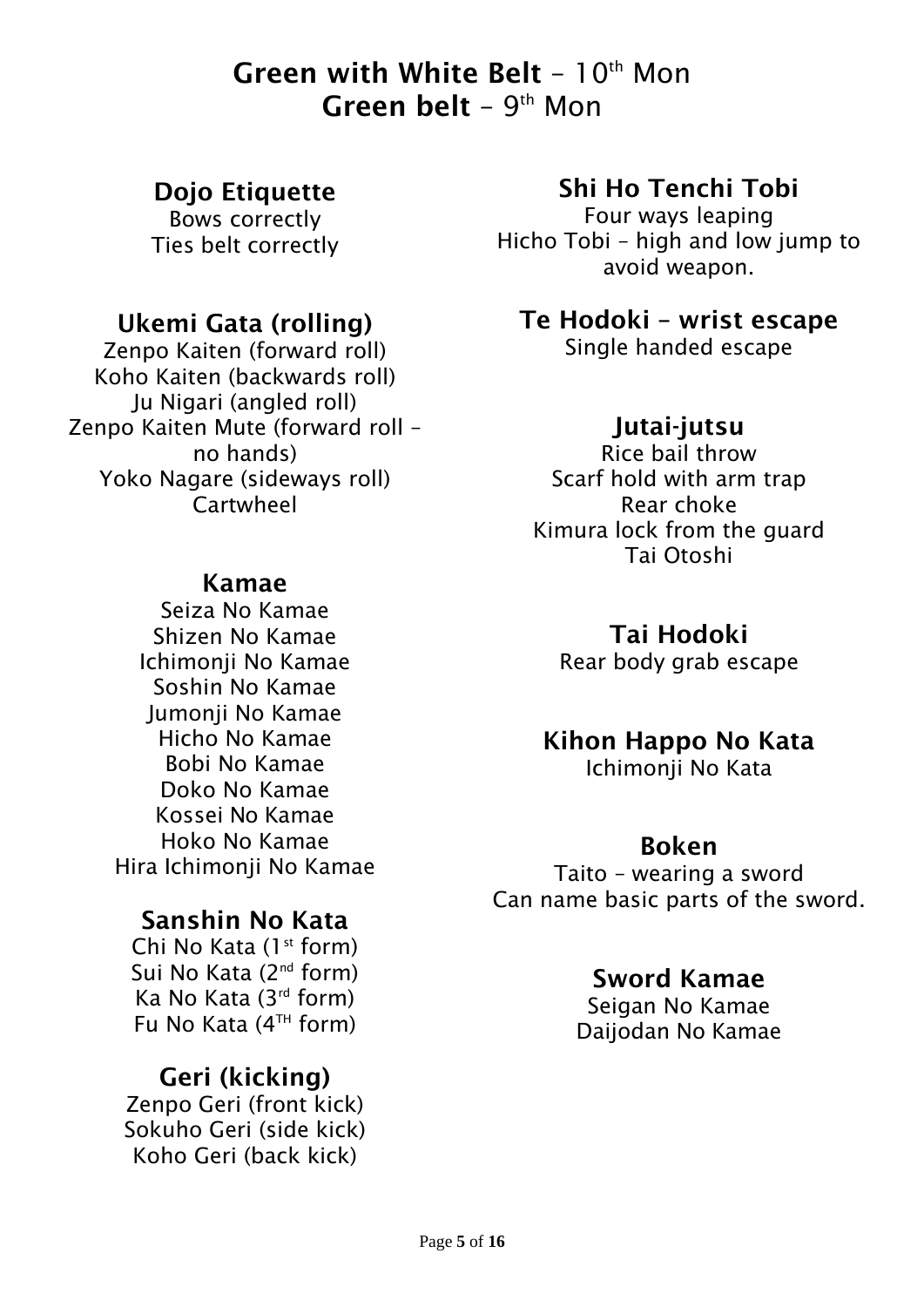# Green with White Belt – 10th Mon
# Green belt – 9th Mon

## Dojo Etiquette

Bows correctly
Ties belt correctly

## Ukemi Gata (rolling)

Zenpo Kaiten (forward roll)
Koho Kaiten (backwards roll)
Ju Nigari (angled roll)
Zenpo Kaiten Mute (forward roll – no hands)
Yoko Nagare (sideways roll)
Cartwheel

## Kamae

Seiza No Kamae
Shizen No Kamae
Ichimonji No Kamae
Soshin No Kamae
Jumonji No Kamae
Hicho No Kamae
Bobi No Kamae
Doko No Kamae
Kossei No Kamae
Hoko No Kamae
Hira Ichimonji No Kamae

## Sanshin No Kata

Chi No Kata (1st form)
Sui No Kata (2nd form)
Ka No Kata (3rd form)
Fu No Kata (4TH form)

## Geri (kicking)

Zenpo Geri (front kick)
Sokuho Geri (side kick)
Koho Geri (back kick)

## Shi Ho Tenchi Tobi

Four ways leaping
Hicho Tobi – high and low jump to avoid weapon.

## Te Hodoki – wrist escape

Single handed escape

## Jutai-jutsu

Rice bail throw
Scarf hold with arm trap
Rear choke
Kimura lock from the guard
Tai Otoshi

## Tai Hodoki

Rear body grab escape

## Kihon Happo No Kata

Ichimonji No Kata

## Boken

Taito – wearing a sword
Can name basic parts of the sword.

## Sword Kamae

Seigan No Kamae
Daijodan No Kamae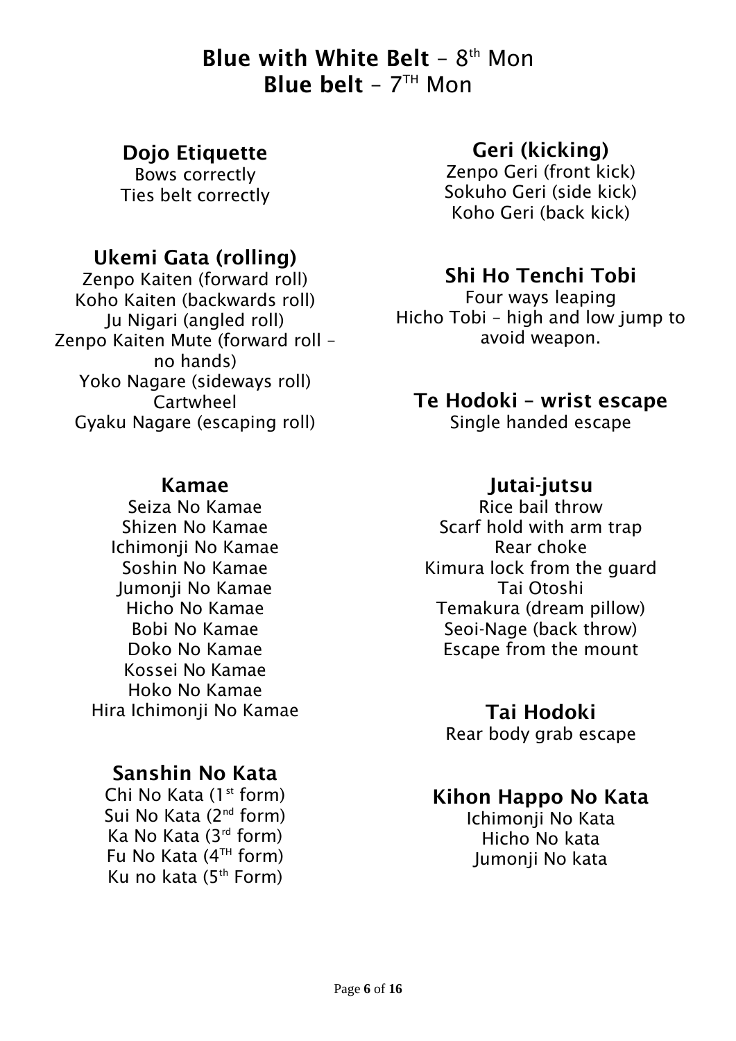# Blue with White Belt – 8th Mon
# Blue belt – 7TH Mon

## Dojo Etiquette

Bows correctly
Ties belt correctly

## Ukemi Gata (rolling)

Zenpo Kaiten (forward roll)
Koho Kaiten (backwards roll)
Ju Nigari (angled roll)
Zenpo Kaiten Mute (forward roll – no hands)
Yoko Nagare (sideways roll)
Cartwheel
Gyaku Nagare (escaping roll)

## Kamae

Seiza No Kamae
Shizen No Kamae
Ichimonji No Kamae
Soshin No Kamae
Jumonji No Kamae
Hicho No Kamae
Bobi No Kamae
Doko No Kamae
Kossei No Kamae
Hoko No Kamae
Hira Ichimonji No Kamae

## Sanshin No Kata

Chi No Kata (1st form)
Sui No Kata (2nd form)
Ka No Kata (3rd form)
Fu No Kata (4TH form)
Ku no kata (5th Form)

## Geri (kicking)

Zenpo Geri (front kick)
Sokuho Geri (side kick)
Koho Geri (back kick)

## Shi Ho Tenchi Tobi

Four ways leaping
Hicho Tobi – high and low jump to avoid weapon.

## Te Hodoki – wrist escape

Single handed escape

## Jutai-jutsu

Rice bail throw
Scarf hold with arm trap
Rear choke
Kimura lock from the guard
Tai Otoshi
Temakura (dream pillow)
Seoi-Nage (back throw)
Escape from the mount

## Tai Hodoki

Rear body grab escape

## Kihon Happo No Kata

Ichimonji No Kata
Hicho No kata
Jumonji No kata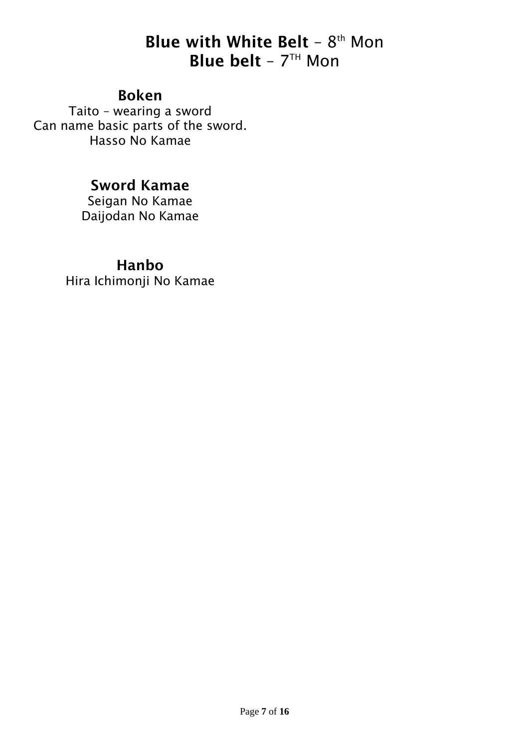# **Blue with White Belt** – 8th Mon
# **Blue belt** – 7TH Mon

## Boken

Taito – wearing a sword
Can name basic parts of the sword.
Hasso No Kamae

## Sword Kamae

Seigan No Kamae
Daijodan No Kamae

## Hanbo

Hira Ichimonji No Kamae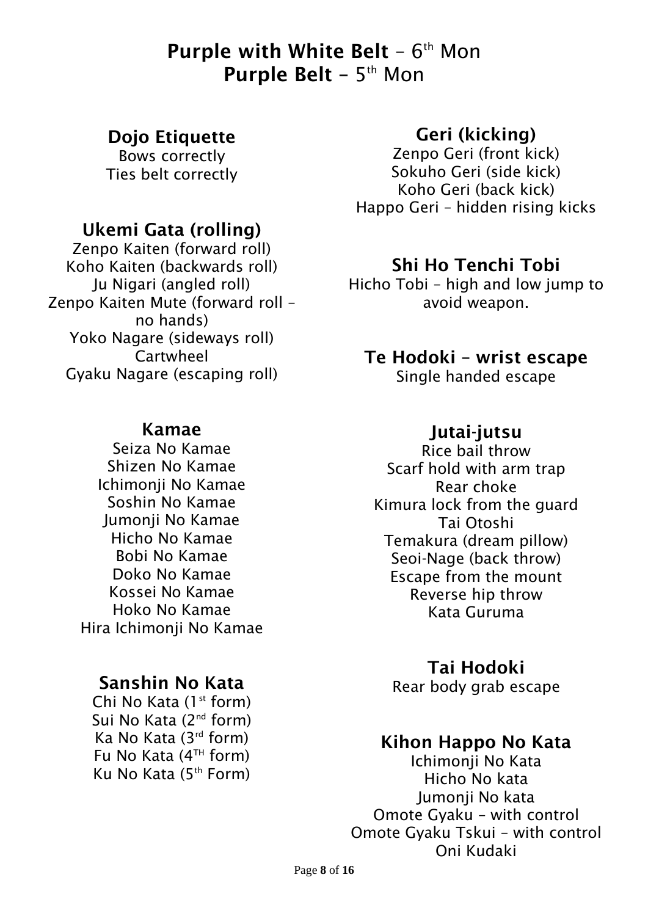# Purple with White Belt – 6th Mon
# Purple Belt – 5th Mon

## Dojo Etiquette

Bows correctly
Ties belt correctly

## Ukemi Gata (rolling)

Zenpo Kaiten (forward roll)
Koho Kaiten (backwards roll)
Ju Nigari (angled roll)
Zenpo Kaiten Mute (forward roll – no hands)
Yoko Nagare (sideways roll)
Cartwheel
Gyaku Nagare (escaping roll)

## Kamae

Seiza No Kamae
Shizen No Kamae
Ichimonji No Kamae
Soshin No Kamae
Jumonji No Kamae
Hicho No Kamae
Bobi No Kamae
Doko No Kamae
Kossei No Kamae
Hoko No Kamae
Hira Ichimonji No Kamae

## Sanshin No Kata

Chi No Kata (1st form)
Sui No Kata (2nd form)
Ka No Kata (3rd form)
Fu No Kata (4TH form)
Ku No Kata (5th Form)

## Geri (kicking)

Zenpo Geri (front kick)
Sokuho Geri (side kick)
Koho Geri (back kick)
Happo Geri – hidden rising kicks

## Shi Ho Tenchi Tobi

Hicho Tobi – high and low jump to avoid weapon.

## Te Hodoki – wrist escape

Single handed escape

## Jutai-jutsu

Rice bail throw
Scarf hold with arm trap
Rear choke
Kimura lock from the guard
Tai Otoshi
Temakura (dream pillow)
Seoi-Nage (back throw)
Escape from the mount
Reverse hip throw
Kata Guruma

## Tai Hodoki

Rear body grab escape

## Kihon Happo No Kata

Ichimonji No Kata
Hicho No kata
Jumonji No kata
Omote Gyaku – with control
Omote Gyaku Tskui – with control
Oni Kudaki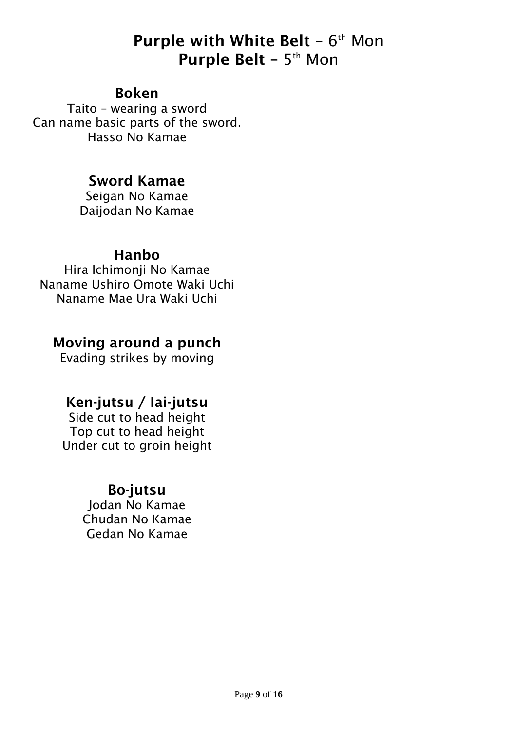# Purple with White Belt – 6th Mon
# Purple Belt – 5th Mon

## Boken

Taito – wearing a sword
Can name basic parts of the sword.
Hasso No Kamae

## Sword Kamae

Seigan No Kamae
Daijodan No Kamae

## Hanbo

Hira Ichimonji No Kamae
Naname Ushiro Omote Waki Uchi
Naname Mae Ura Waki Uchi

## Moving around a punch

Evading strikes by moving

## Ken-jutsu / Iai-jutsu

Side cut to head height
Top cut to head height
Under cut to groin height

## Bo-jutsu

Jodan No Kamae
Chudan No Kamae
Gedan No Kamae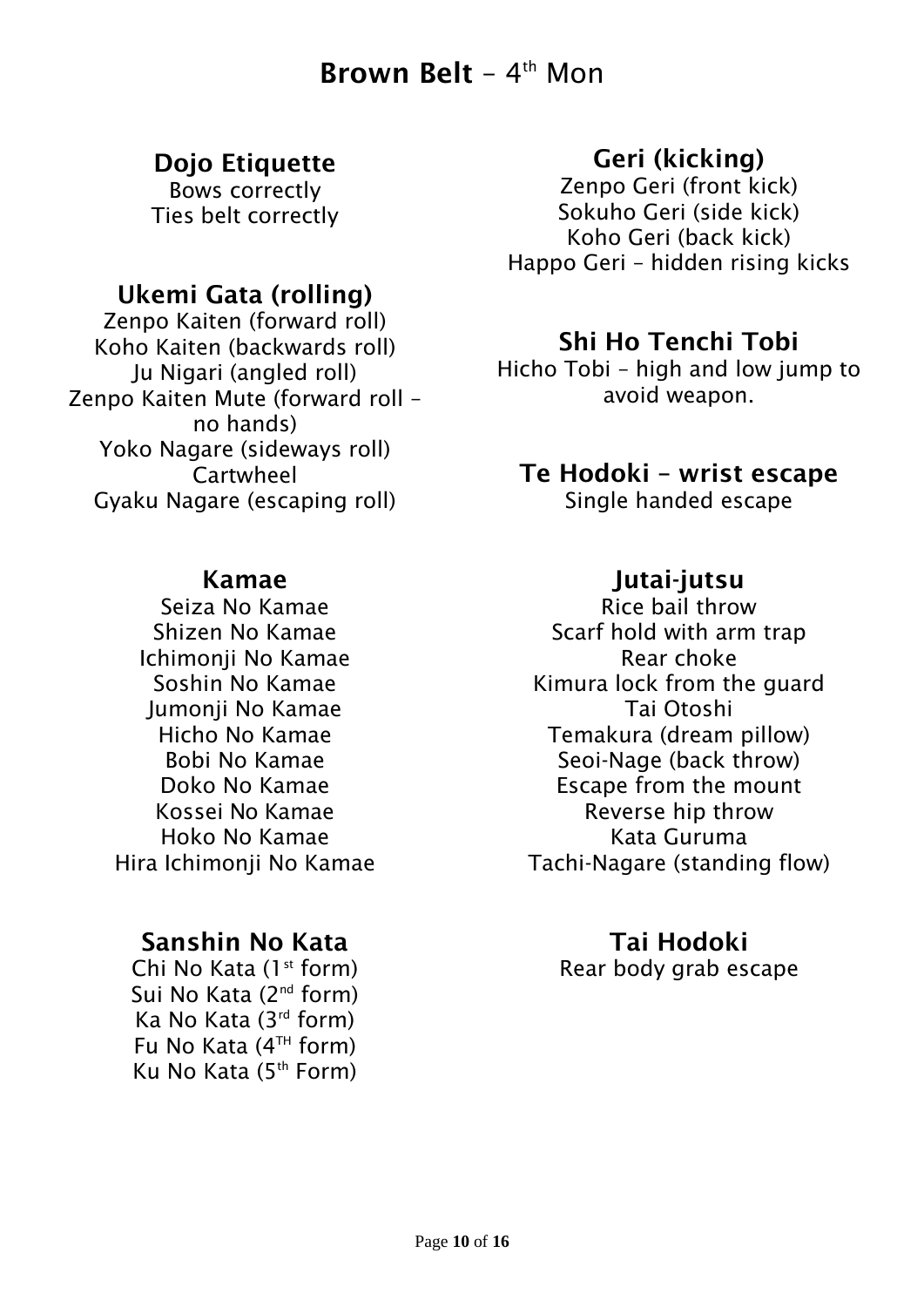# **Brown Belt** – 4th Mon

## Dojo Etiquette

Bows correctly
Ties belt correctly

## Ukemi Gata (rolling)

Zenpo Kaiten (forward roll)
Koho Kaiten (backwards roll)
Ju Nigari (angled roll)
Zenpo Kaiten Mute (forward roll – no hands)
Yoko Nagare (sideways roll)
Cartwheel
Gyaku Nagare (escaping roll)

## Kamae

Seiza No Kamae
Shizen No Kamae
Ichimonji No Kamae
Soshin No Kamae
Jumonji No Kamae
Hicho No Kamae
Bobi No Kamae
Doko No Kamae
Kossei No Kamae
Hoko No Kamae
Hira Ichimonji No Kamae

## Sanshin No Kata

Chi No Kata (1st form)
Sui No Kata (2nd form)
Ka No Kata (3rd form)
Fu No Kata (4TH form)
Ku No Kata (5th Form)

## Geri (kicking)

Zenpo Geri (front kick)
Sokuho Geri (side kick)
Koho Geri (back kick)
Happo Geri – hidden rising kicks

## Shi Ho Tenchi Tobi

Hicho Tobi – high and low jump to avoid weapon.

## Te Hodoki – wrist escape

Single handed escape

## Jutai-jutsu

Rice bail throw
Scarf hold with arm trap
Rear choke
Kimura lock from the guard
Tai Otoshi
Temakura (dream pillow)
Seoi-Nage (back throw)
Escape from the mount
Reverse hip throw
Kata Guruma
Tachi-Nagare (standing flow)

## Tai Hodoki

Rear body grab escape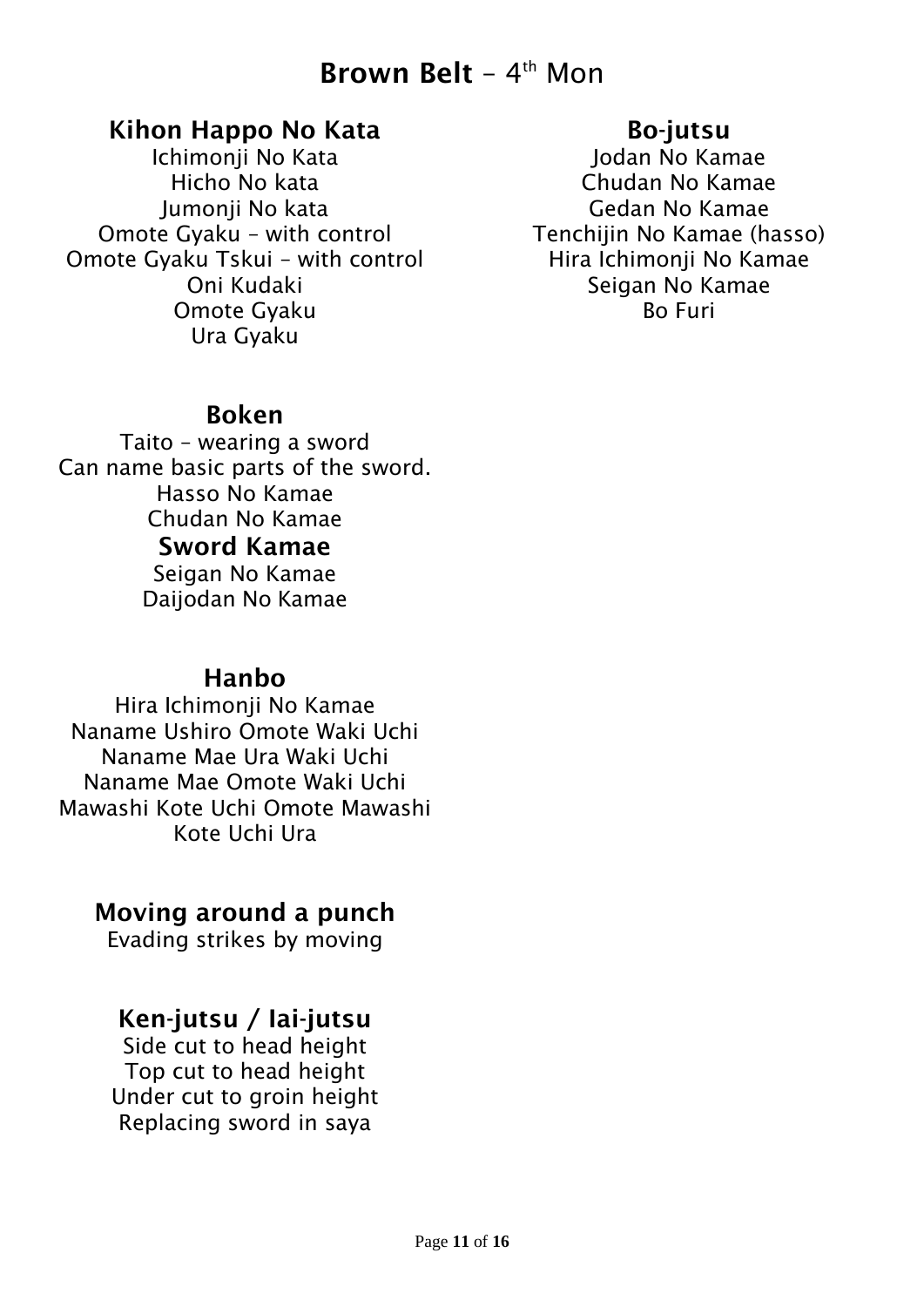# **Brown Belt** – 4th Mon

## Kihon Happo No Kata

Ichimonji No Kata
Hicho No kata
Jumonji No kata
Omote Gyaku – with control
Omote Gyaku Tskui – with control
Oni Kudaki
Omote Gyaku
Ura Gyaku

## Bo-jutsu

Jodan No Kamae
Chudan No Kamae
Gedan No Kamae
Tenchijin No Kamae (hasso)
Hira Ichimonji No Kamae
Seigan No Kamae
Bo Furi

## Boken

Taito – wearing a sword
Can name basic parts of the sword.
Hasso No Kamae
Chudan No Kamae

### Sword Kamae

Seigan No Kamae
Daijodan No Kamae

## Hanbo

Hira Ichimonji No Kamae
Naname Ushiro Omote Waki Uchi
Naname Mae Ura Waki Uchi
Naname Mae Omote Waki Uchi
Mawashi Kote Uchi Omote Mawashi
Kote Uchi Ura

## Moving around a punch

Evading strikes by moving

## Ken-jutsu / Iai-jutsu

Side cut to head height
Top cut to head height
Under cut to groin height
Replacing sword in saya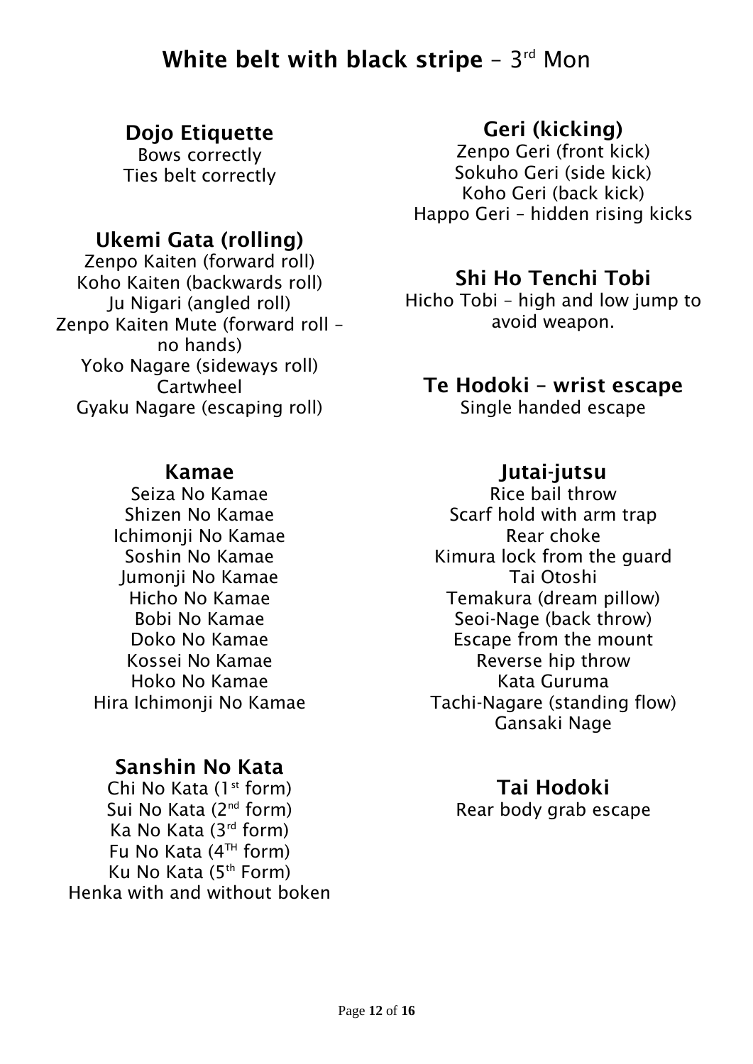# **White belt with black stripe** – 3rd Mon

## Dojo Etiquette

Bows correctly
Ties belt correctly

## Ukemi Gata (rolling)

Zenpo Kaiten (forward roll)
Koho Kaiten (backwards roll)
Ju Nigari (angled roll)
Zenpo Kaiten Mute (forward roll – no hands)
Yoko Nagare (sideways roll)
Cartwheel
Gyaku Nagare (escaping roll)

## Kamae

Seiza No Kamae
Shizen No Kamae
Ichimonji No Kamae
Soshin No Kamae
Jumonji No Kamae
Hicho No Kamae
Bobi No Kamae
Doko No Kamae
Kossei No Kamae
Hoko No Kamae
Hira Ichimonji No Kamae

## Sanshin No Kata

Chi No Kata (1st form)
Sui No Kata (2nd form)
Ka No Kata (3rd form)
Fu No Kata (4TH form)
Ku No Kata (5th Form)
Henka with and without boken

## Geri (kicking)

Zenpo Geri (front kick)
Sokuho Geri (side kick)
Koho Geri (back kick)
Happo Geri – hidden rising kicks

## Shi Ho Tenchi Tobi

Hicho Tobi – high and low jump to avoid weapon.

## Te Hodoki – wrist escape

Single handed escape

## Jutai-jutsu

Rice bail throw
Scarf hold with arm trap
Rear choke
Kimura lock from the guard
Tai Otoshi
Temakura (dream pillow)
Seoi-Nage (back throw)
Escape from the mount
Reverse hip throw
Kata Guruma
Tachi-Nagare (standing flow)
Gansaki Nage

## Tai Hodoki

Rear body grab escape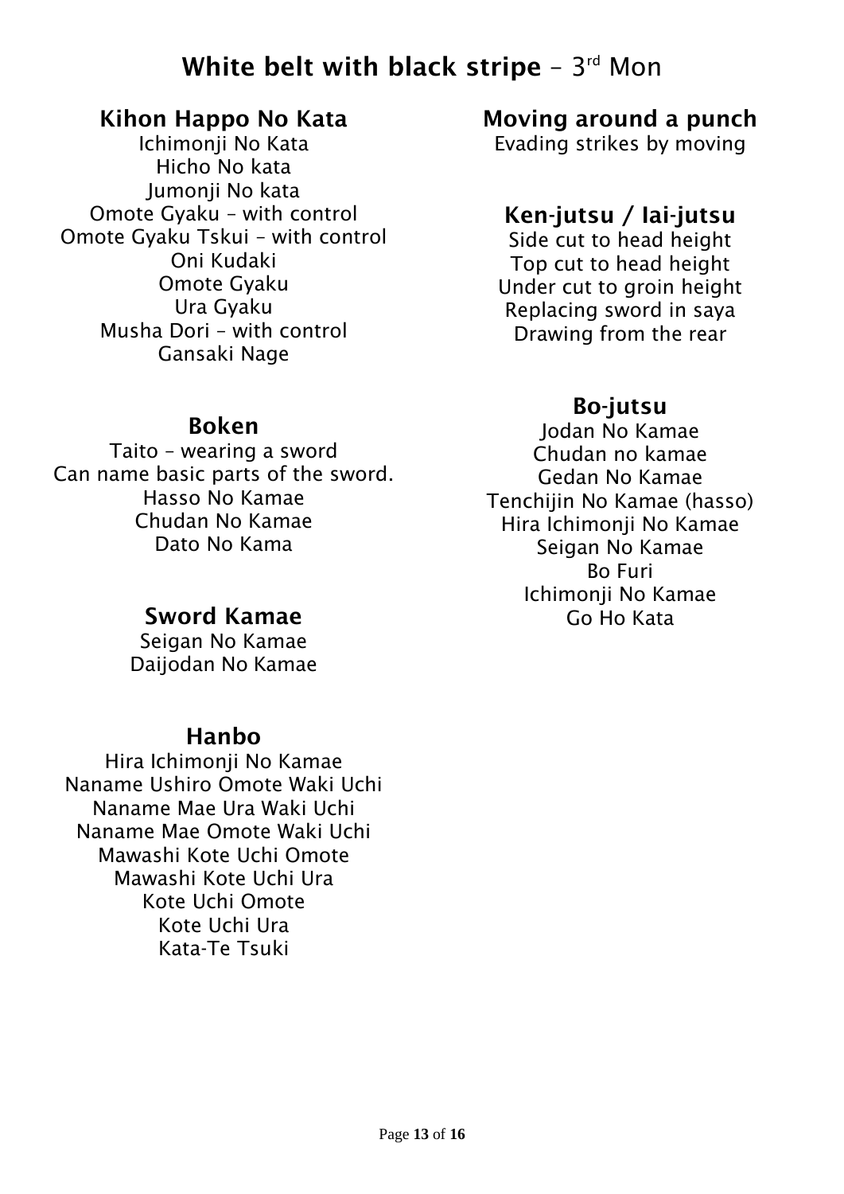# White belt with black stripe – 3rd Mon

## Kihon Happo No Kata

Ichimonji No Kata
Hicho No kata
Jumonji No kata
Omote Gyaku – with control
Omote Gyaku Tskui – with control
Oni Kudaki
Omote Gyaku
Ura Gyaku
Musha Dori – with control
Gansaki Nage

## Boken

Taito – wearing a sword
Can name basic parts of the sword.
Hasso No Kamae
Chudan No Kamae
Dato No Kama

## Sword Kamae

Seigan No Kamae
Daijodan No Kamae

## Hanbo

Hira Ichimonji No Kamae
Naname Ushiro Omote Waki Uchi
Naname Mae Ura Waki Uchi
Naname Mae Omote Waki Uchi
Mawashi Kote Uchi Omote
Mawashi Kote Uchi Ura
Kote Uchi Omote
Kote Uchi Ura
Kata-Te Tsuki

## Moving around a punch

Evading strikes by moving

## Ken-jutsu / Iai-jutsu

Side cut to head height
Top cut to head height
Under cut to groin height
Replacing sword in saya
Drawing from the rear

## Bo-jutsu

Jodan No Kamae
Chudan no kamae
Gedan No Kamae
Tenchijin No Kamae (hasso)
Hira Ichimonji No Kamae
Seigan No Kamae
Bo Furi
Ichimonji No Kamae
Go Ho Kata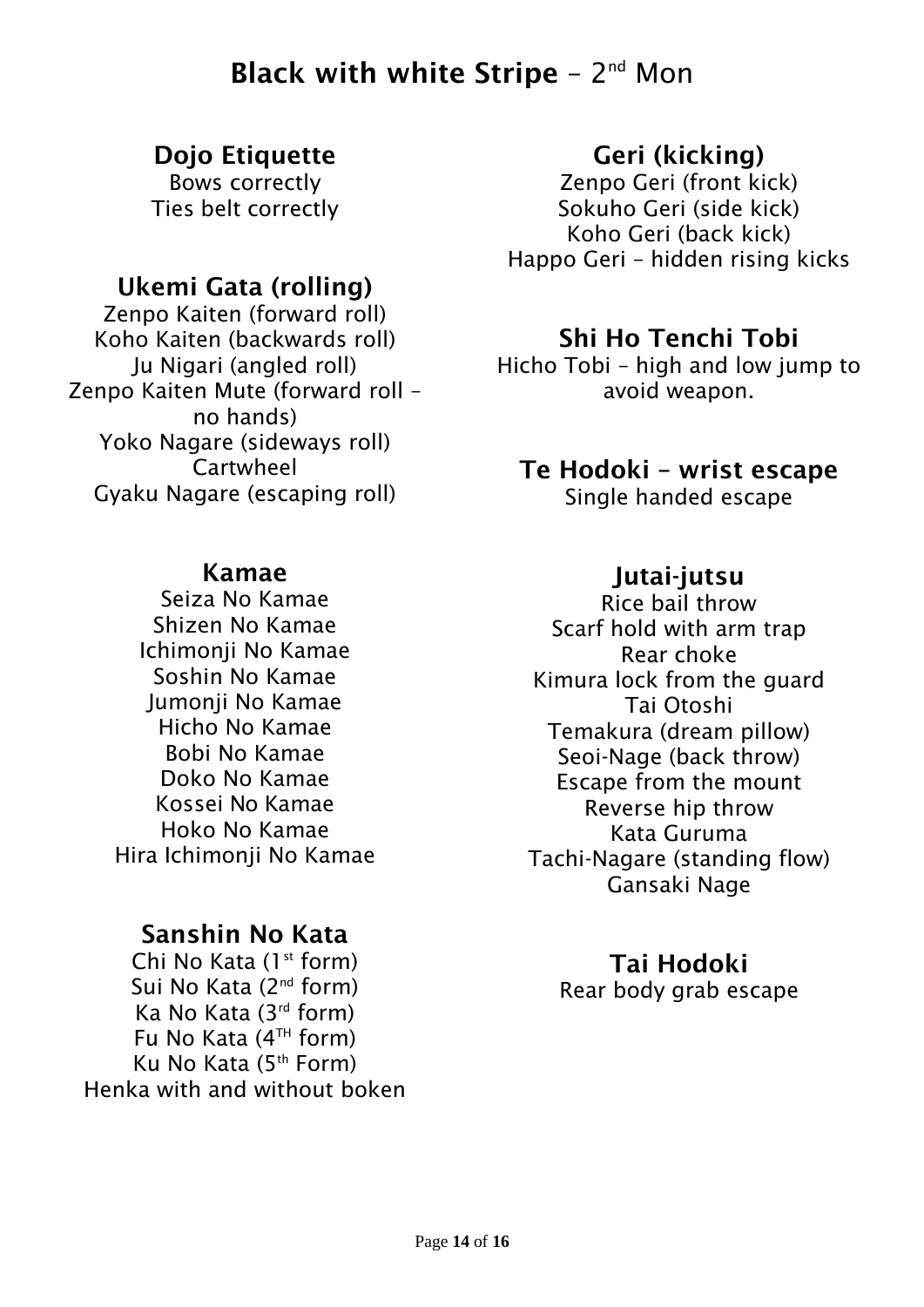# **Black with white Stripe** – 2nd Mon

## Dojo Etiquette

Bows correctly
Ties belt correctly

## Ukemi Gata (rolling)

Zenpo Kaiten (forward roll)
Koho Kaiten (backwards roll)
Ju Nigari (angled roll)
Zenpo Kaiten Mute (forward roll – no hands)
Yoko Nagare (sideways roll)
Cartwheel
Gyaku Nagare (escaping roll)

## Kamae

Seiza No Kamae
Shizen No Kamae
Ichimonji No Kamae
Soshin No Kamae
Jumonji No Kamae
Hicho No Kamae
Bobi No Kamae
Doko No Kamae
Kossei No Kamae
Hoko No Kamae
Hira Ichimonji No Kamae

## Sanshin No Kata

Chi No Kata (1st form)
Sui No Kata (2nd form)
Ka No Kata (3rd form)
Fu No Kata (4TH form)
Ku No Kata (5th Form)
Henka with and without boken

## Geri (kicking)

Zenpo Geri (front kick)
Sokuho Geri (side kick)
Koho Geri (back kick)
Happo Geri – hidden rising kicks

## Shi Ho Tenchi Tobi

Hicho Tobi – high and low jump to avoid weapon.

## Te Hodoki – wrist escape

Single handed escape

## Jutai-jutsu

Rice bail throw
Scarf hold with arm trap
Rear choke
Kimura lock from the guard
Tai Otoshi
Temakura (dream pillow)
Seoi-Nage (back throw)
Escape from the mount
Reverse hip throw
Kata Guruma
Tachi-Nagare (standing flow)
Gansaki Nage

## Tai Hodoki

Rear body grab escape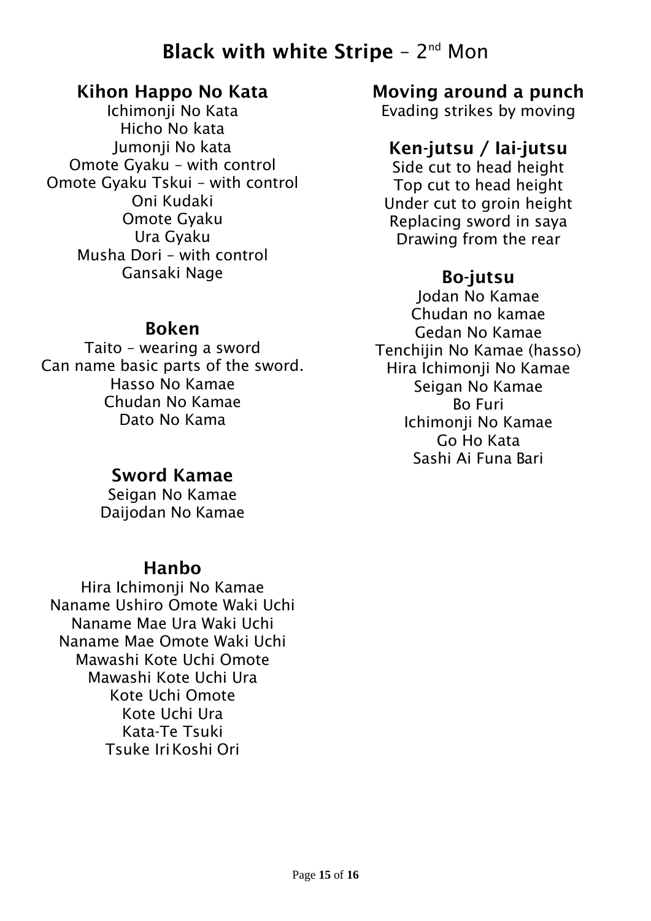# Black with white Stripe – 2nd Mon

## Kihon Happo No Kata

Ichimonji No Kata
Hicho No kata
Jumonji No kata
Omote Gyaku – with control
Omote Gyaku Tskui – with control
Oni Kudaki
Omote Gyaku
Ura Gyaku
Musha Dori – with control
Gansaki Nage

## Boken

Taito – wearing a sword
Can name basic parts of the sword.
Hasso No Kamae
Chudan No Kamae
Dato No Kama

## Sword Kamae

Seigan No Kamae
Daijodan No Kamae

## Hanbo

Hira Ichimonji No Kamae
Naname Ushiro Omote Waki Uchi
Naname Mae Ura Waki Uchi
Naname Mae Omote Waki Uchi
Mawashi Kote Uchi Omote
Mawashi Kote Uchi Ura
Kote Uchi Omote
Kote Uchi Ura
Kata-Te Tsuki
Tsuke Iri Koshi Ori

## Moving around a punch

Evading strikes by moving

## Ken-jutsu / Iai-jutsu

Side cut to head height
Top cut to head height
Under cut to groin height
Replacing sword in saya
Drawing from the rear

## Bo-jutsu

Jodan No Kamae
Chudan no kamae
Gedan No Kamae
Tenchijin No Kamae (hasso)
Hira Ichimonji No Kamae
Seigan No Kamae
Bo Furi
Ichimonji No Kamae
Go Ho Kata
Sashi Ai Funa Bari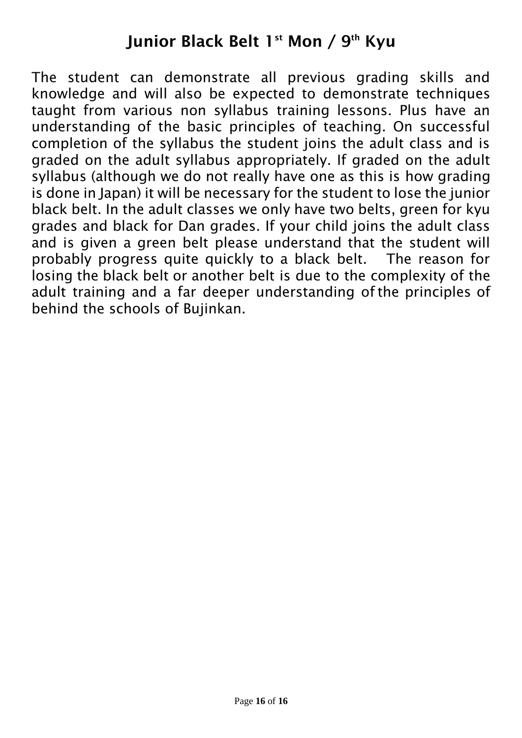# Junior Black Belt 1st Mon / 9th Kyu

The student can demonstrate all previous grading skills and knowledge and will also be expected to demonstrate techniques taught from various non syllabus training lessons. Plus have an understanding of the basic principles of teaching. On successful completion of the syllabus the student joins the adult class and is graded on the adult syllabus appropriately. If graded on the adult syllabus (although we do not really have one as this is how grading is done in Japan) it will be necessary for the student to lose the junior black belt. In the adult classes we only have two belts, green for kyu grades and black for Dan grades. If your child joins the adult class and is given a green belt please understand that the student will probably progress quite quickly to a black belt. The reason for losing the black belt or another belt is due to the complexity of the adult training and a far deeper understanding of the principles of behind the schools of Bujinkan.